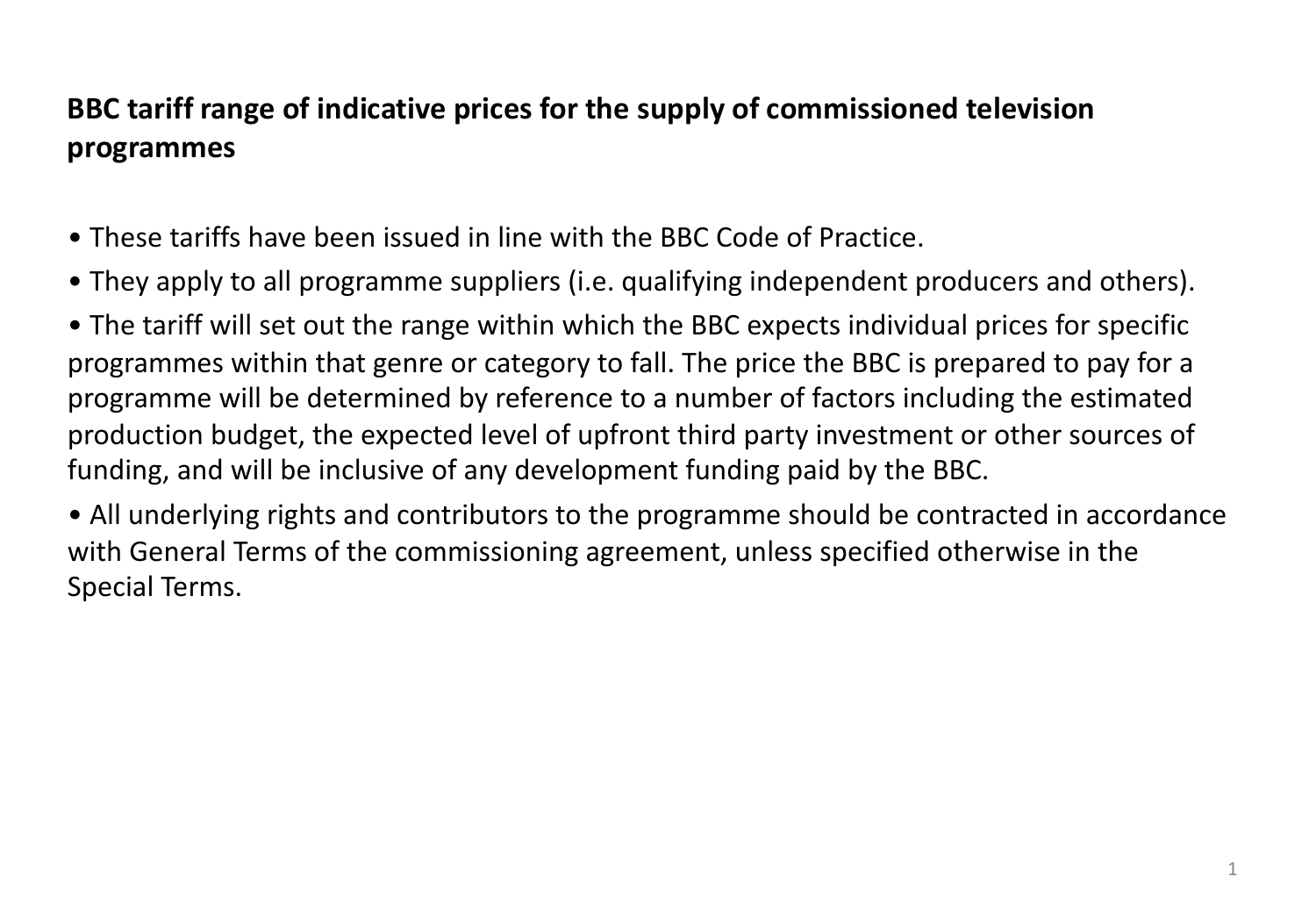# BBC tariff range of indicative prices for the supply of commissioned television programmes

- These tariffs have been issued in line with the BBC Code of Practice.
- They apply to all programme suppliers (i.e. qualifying independent producers and others).
- The tariff will set out the range within which the BBC expects individual prices for specific programmes within that genre or category to fall. The price the BBC is prepared to pay for a programme will be determined by reference to a number of factors including the estimated production budget, the expected level of upfront third party investment or other sources of funding, and will be inclusive of any development funding paid by the BBC.
- All underlying rights and contributors to the programme should be contracted in accordance with General Terms of the commissioning agreement, unless specified otherwise in the Special Terms.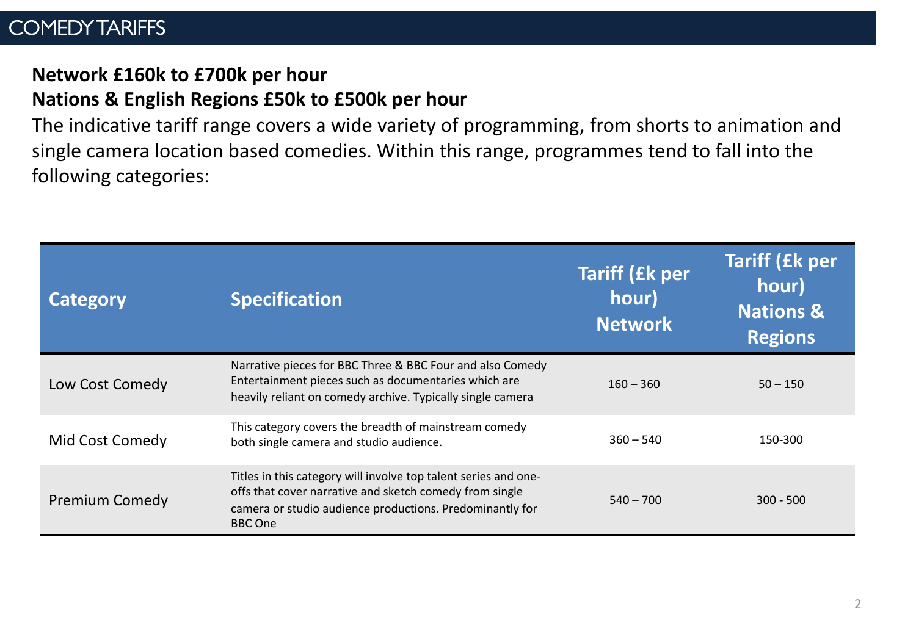# COMEDY TARIFFS

**Network £160k to £700k per hour**
**Nations & English Regions £50k to £500k per hour**

The indicative tariff range covers a wide variety of programming, from shorts to animation and single camera location based comedies. Within this range, programmes tend to fall into the following categories:

| Category | Specification | Tariff (£k per hour) Network | Tariff (£k per hour) Nations & Regions |
|---|---|---|---|
| Low Cost Comedy | Narrative pieces for BBC Three & BBC Four and also Comedy Entertainment pieces such as documentaries which are heavily reliant on comedy archive. Typically single camera | 160 – 360 | 50 – 150 |
| Mid Cost Comedy | This category covers the breadth of mainstream comedy both single camera and studio audience. | 360 – 540 | 150-300 |
| Premium Comedy | Titles in this category will involve top talent series and one-offs that cover narrative and sketch comedy from single camera or studio audience productions. Predominantly for BBC One | 540 – 700 | 300 - 500 |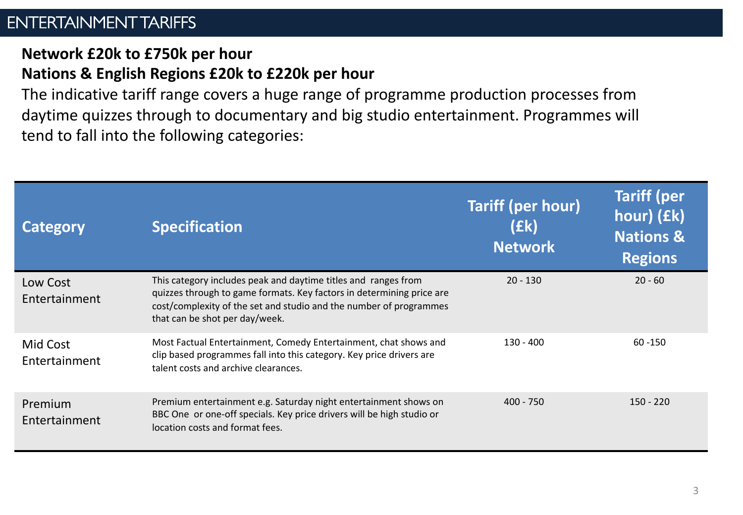# ENTERTAINMENT TARIFFS

**Network £20k to £750k per hour**
**Nations & English Regions £20k to £220k per hour**

The indicative tariff range covers a huge range of programme production processes from daytime quizzes through to documentary and big studio entertainment. Programmes will tend to fall into the following categories:

| Category | Specification | Tariff (per hour) (£k) Network | Tariff (per hour) (£k) Nations & Regions |
|---|---|---|---|
| Low Cost Entertainment | This category includes peak and daytime titles and ranges from quizzes through to game formats. Key factors in determining price are cost/complexity of the set and studio and the number of programmes that can be shot per day/week. | 20 - 130 | 20 - 60 |
| Mid Cost Entertainment | Most Factual Entertainment, Comedy Entertainment, chat shows and clip based programmes fall into this category. Key price drivers are talent costs and archive clearances. | 130 - 400 | 60 -150 |
| Premium Entertainment | Premium entertainment e.g. Saturday night entertainment shows on BBC One or one-off specials. Key price drivers will be high studio or location costs and format fees. | 400 - 750 | 150 - 220 |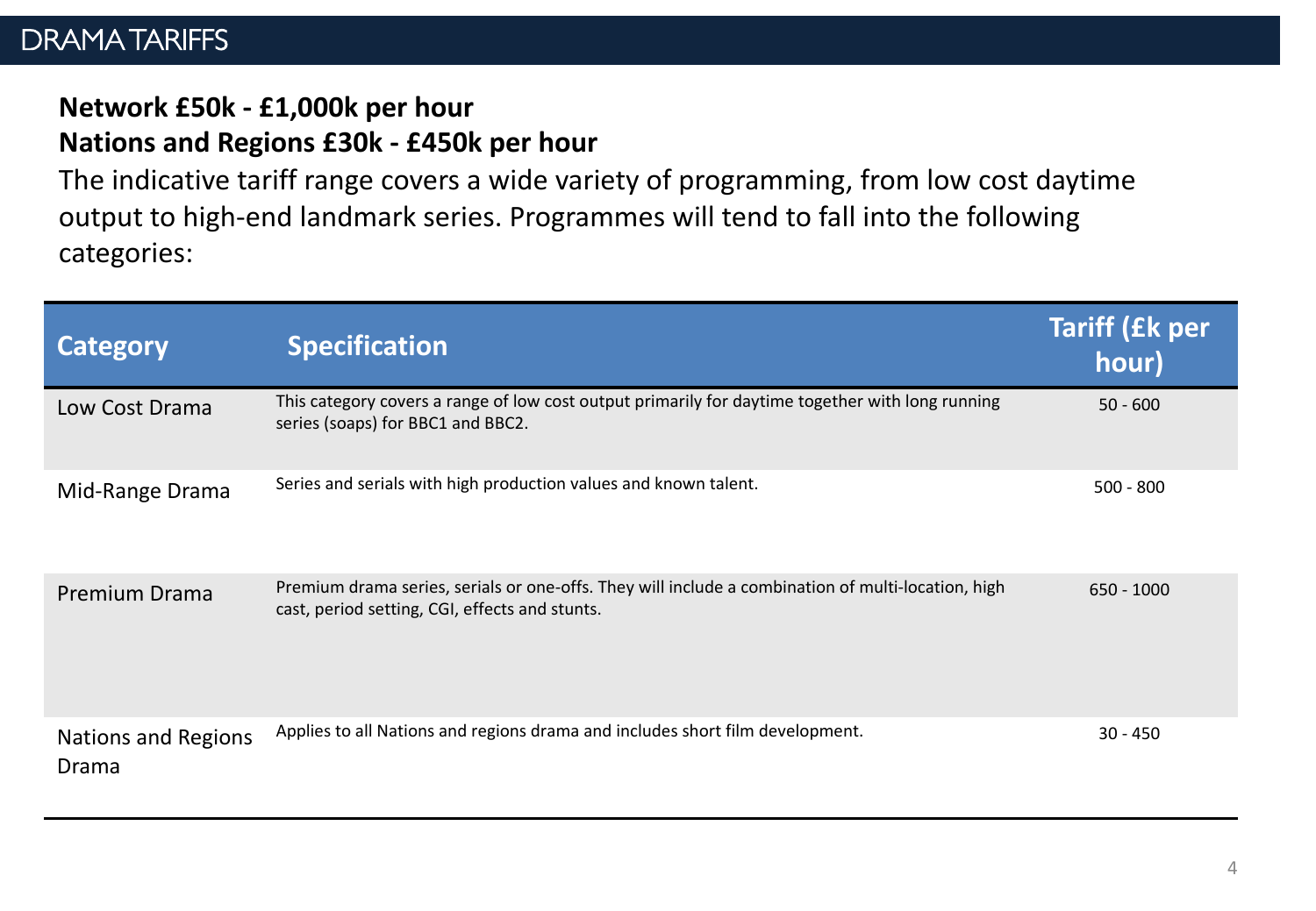# DRAMA TARIFFS

**Network £50k - £1,000k per hour**
**Nations and Regions £30k - £450k per hour**

The indicative tariff range covers a wide variety of programming, from low cost daytime output to high-end landmark series. Programmes will tend to fall into the following categories:

| Category | Specification | Tariff (£k per hour) |
|---|---|---|
| Low Cost Drama | This category covers a range of low cost output primarily for daytime together with long running series (soaps) for BBC1 and BBC2. | 50 - 600 |
| Mid-Range Drama | Series and serials with high production values and known talent. | 500 - 800 |
| Premium Drama | Premium drama series, serials or one-offs. They will include a combination of multi-location, high cast, period setting, CGI, effects and stunts. | 650 - 1000 |
| Nations and Regions Drama | Applies to all Nations and regions drama and includes short film development. | 30 - 450 |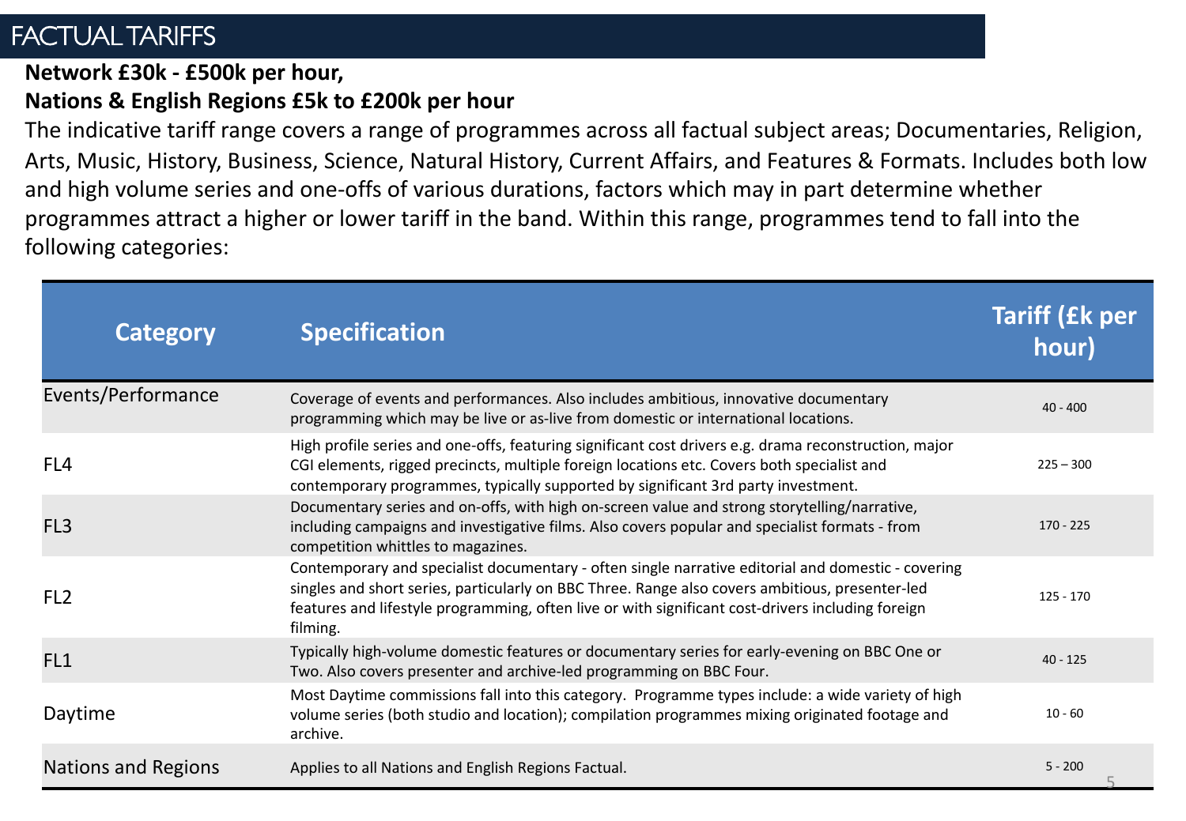# FACTUAL TARIFFS

**Network £30k - £500k per hour,**

**Nations & English Regions £5k to £200k per hour**

The indicative tariff range covers a range of programmes across all factual subject areas; Documentaries, Religion, Arts, Music, History, Business, Science, Natural History, Current Affairs, and Features & Formats. Includes both low and high volume series and one-offs of various durations, factors which may in part determine whether programmes attract a higher or lower tariff in the band. Within this range, programmes tend to fall into the following categories:

| Category | Specification | Tariff (£k per hour) |
|---|---|---|
| Events/Performance | Coverage of events and performances. Also includes ambitious, innovative documentary programming which may be live or as-live from domestic or international locations. | 40 - 400 |
| FL4 | High profile series and one-offs, featuring significant cost drivers e.g. drama reconstruction, major CGI elements, rigged precincts, multiple foreign locations etc. Covers both specialist and contemporary programmes, typically supported by significant 3rd party investment. | 225 – 300 |
| FL3 | Documentary series and on-offs, with high on-screen value and strong storytelling/narrative, including campaigns and investigative films. Also covers popular and specialist formats - from competition whittles to magazines. | 170 - 225 |
| FL2 | Contemporary and specialist documentary - often single narrative editorial and domestic - covering singles and short series, particularly on BBC Three. Range also covers ambitious, presenter-led features and lifestyle programming, often live or with significant cost-drivers including foreign filming. | 125 - 170 |
| FL1 | Typically high-volume domestic features or documentary series for early-evening on BBC One or Two. Also covers presenter and archive-led programming on BBC Four. | 40 - 125 |
| Daytime | Most Daytime commissions fall into this category. Programme types include: a wide variety of high volume series (both studio and location); compilation programmes mixing originated footage and archive. | 10 - 60 |
| Nations and Regions | Applies to all Nations and English Regions Factual. | 5 - 200 |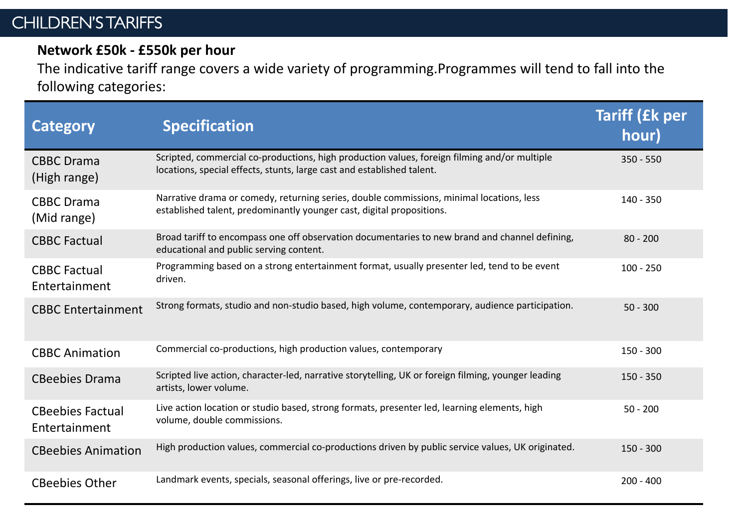# CHILDREN'S TARIFFS

**Network £50k - £550k per hour**

The indicative tariff range covers a wide variety of programming.Programmes will tend to fall into the following categories:

| Category | Specification | Tariff (£k per hour) |
|---|---|---|
| CBBC Drama (High range) | Scripted, commercial co-productions, high production values, foreign filming and/or multiple locations, special effects, stunts, large cast and established talent. | 350 - 550 |
| CBBC Drama (Mid range) | Narrative drama or comedy, returning series, double commissions, minimal locations, less established talent, predominantly younger cast, digital propositions. | 140 - 350 |
| CBBC Factual | Broad tariff to encompass one off observation documentaries to new brand and channel defining, educational and public serving content. | 80 - 200 |
| CBBC Factual Entertainment | Programming based on a strong entertainment format, usually presenter led, tend to be event driven. | 100 - 250 |
| CBBC Entertainment | Strong formats, studio and non-studio based, high volume, contemporary, audience participation. | 50 - 300 |
| CBBC Animation | Commercial co-productions, high production values, contemporary | 150 - 300 |
| CBeebies Drama | Scripted live action, character-led, narrative storytelling, UK or foreign filming, younger leading artists, lower volume. | 150 - 350 |
| CBeebies Factual Entertainment | Live action location or studio based, strong formats, presenter led, learning elements, high volume, double commissions. | 50 - 200 |
| CBeebies Animation | High production values, commercial co-productions driven by public service values, UK originated. | 150 - 300 |
| CBeebies Other | Landmark events, specials, seasonal offerings, live or pre-recorded. | 200 - 400 |